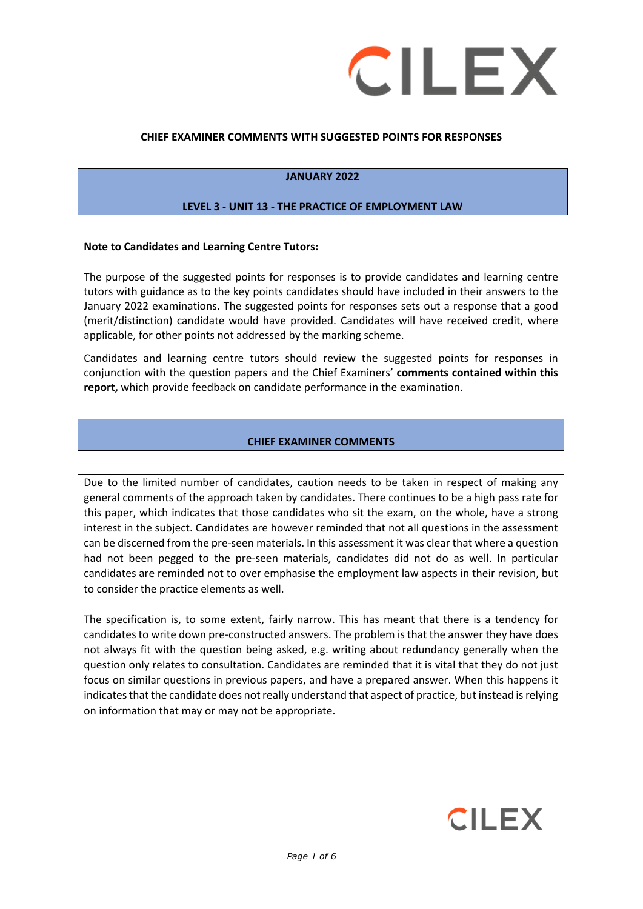## CHIEF EXAMINER COMMENTS WITH SUGGESTED POINTS FOR RESPONSES

### JANUARY 2022

### LEVEL 3 - UNIT 13 - THE PRACTICE OF EMPLOYMENT LAW

**Note to Candidates and Learning Centre Tutors:**

The purpose of the suggested points for responses is to provide candidates and learning centre tutors with guidance as to the key points candidates should have included in their answers to the January 2022 examinations. The suggested points for responses sets out a response that a good (merit/distinction) candidate would have provided. Candidates will have received credit, where applicable, for other points not addressed by the marking scheme.

Candidates and learning centre tutors should review the suggested points for responses in conjunction with the question papers and the Chief Examiners' **comments contained within this report,** which provide feedback on candidate performance in the examination.

### CHIEF EXAMINER COMMENTS

Due to the limited number of candidates, caution needs to be taken in respect of making any general comments of the approach taken by candidates. There continues to be a high pass rate for this paper, which indicates that those candidates who sit the exam, on the whole, have a strong interest in the subject. Candidates are however reminded that not all questions in the assessment can be discerned from the pre-seen materials. In this assessment it was clear that where a question had not been pegged to the pre-seen materials, candidates did not do as well. In particular candidates are reminded not to over emphasise the employment law aspects in their revision, but to consider the practice elements as well.

The specification is, to some extent, fairly narrow. This has meant that there is a tendency for candidates to write down pre-constructed answers. The problem is that the answer they have does not always fit with the question being asked, e.g. writing about redundancy generally when the question only relates to consultation. Candidates are reminded that it is vital that they do not just focus on similar questions in previous papers, and have a prepared answer. When this happens it indicates that the candidate does not really understand that aspect of practice, but instead is relying on information that may or may not be appropriate.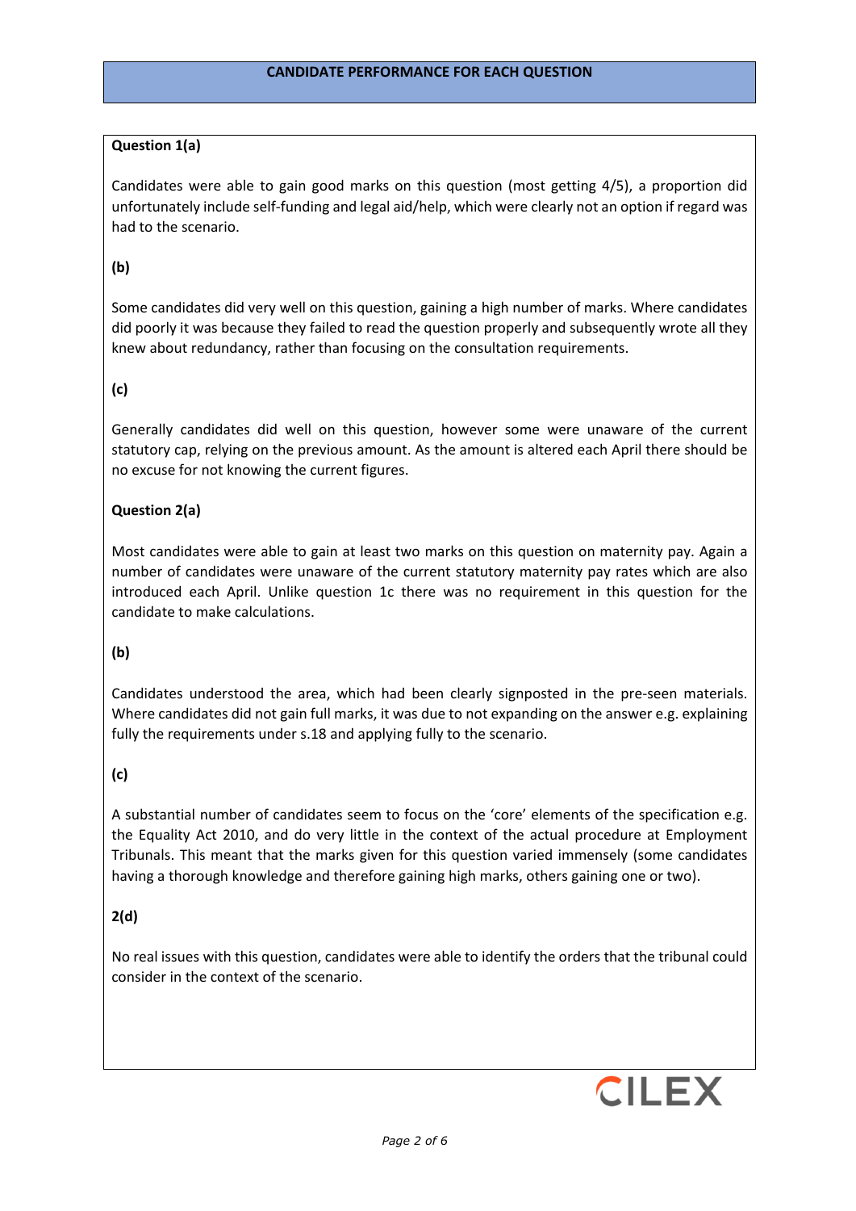## CANDIDATE PERFORMANCE FOR EACH QUESTION

**Question 1(a)**

Candidates were able to gain good marks on this question (most getting 4/5), a proportion did unfortunately include self-funding and legal aid/help, which were clearly not an option if regard was had to the scenario.

**(b)**

Some candidates did very well on this question, gaining a high number of marks. Where candidates did poorly it was because they failed to read the question properly and subsequently wrote all they knew about redundancy, rather than focusing on the consultation requirements.

**(c)**

Generally candidates did well on this question, however some were unaware of the current statutory cap, relying on the previous amount. As the amount is altered each April there should be no excuse for not knowing the current figures.

**Question 2(a)**

Most candidates were able to gain at least two marks on this question on maternity pay. Again a number of candidates were unaware of the current statutory maternity pay rates which are also introduced each April. Unlike question 1c there was no requirement in this question for the candidate to make calculations.

**(b)**

Candidates understood the area, which had been clearly signposted in the pre-seen materials. Where candidates did not gain full marks, it was due to not expanding on the answer e.g. explaining fully the requirements under s.18 and applying fully to the scenario.

**(c)**

A substantial number of candidates seem to focus on the 'core' elements of the specification e.g. the Equality Act 2010, and do very little in the context of the actual procedure at Employment Tribunals. This meant that the marks given for this question varied immensely (some candidates having a thorough knowledge and therefore gaining high marks, others gaining one or two).

**2(d)**

No real issues with this question, candidates were able to identify the orders that the tribunal could consider in the context of the scenario.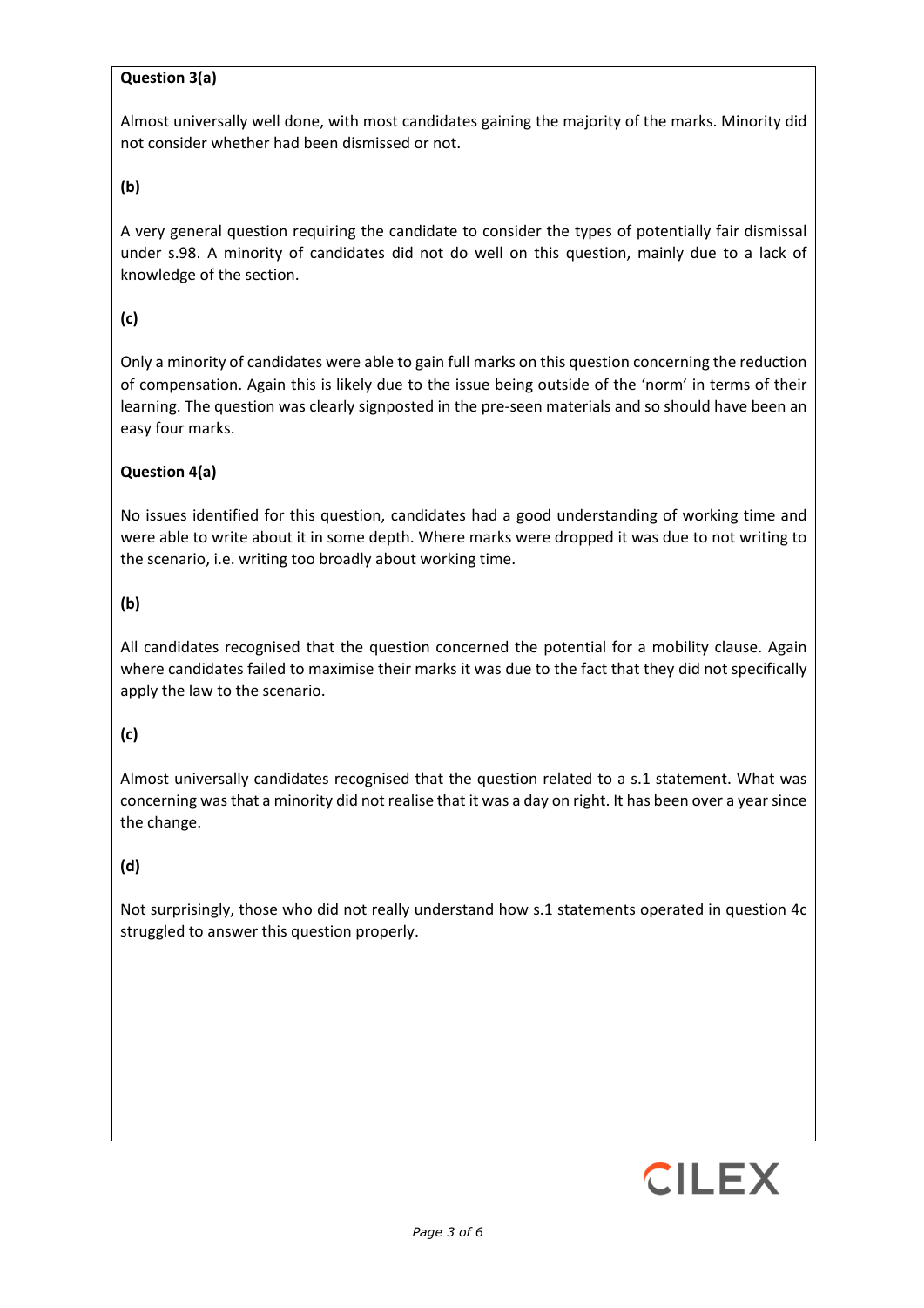**Question 3(a)**

Almost universally well done, with most candidates gaining the majority of the marks. Minority did not consider whether had been dismissed or not.

**(b)**

A very general question requiring the candidate to consider the types of potentially fair dismissal under s.98. A minority of candidates did not do well on this question, mainly due to a lack of knowledge of the section.

**(c)**

Only a minority of candidates were able to gain full marks on this question concerning the reduction of compensation. Again this is likely due to the issue being outside of the 'norm' in terms of their learning. The question was clearly signposted in the pre-seen materials and so should have been an easy four marks.

**Question 4(a)**

No issues identified for this question, candidates had a good understanding of working time and were able to write about it in some depth. Where marks were dropped it was due to not writing to the scenario, i.e. writing too broadly about working time.

**(b)**

All candidates recognised that the question concerned the potential for a mobility clause. Again where candidates failed to maximise their marks it was due to the fact that they did not specifically apply the law to the scenario.

**(c)**

Almost universally candidates recognised that the question related to a s.1 statement. What was concerning was that a minority did not realise that it was a day on right. It has been over a year since the change.

**(d)**

Not surprisingly, those who did not really understand how s.1 statements operated in question 4c struggled to answer this question properly.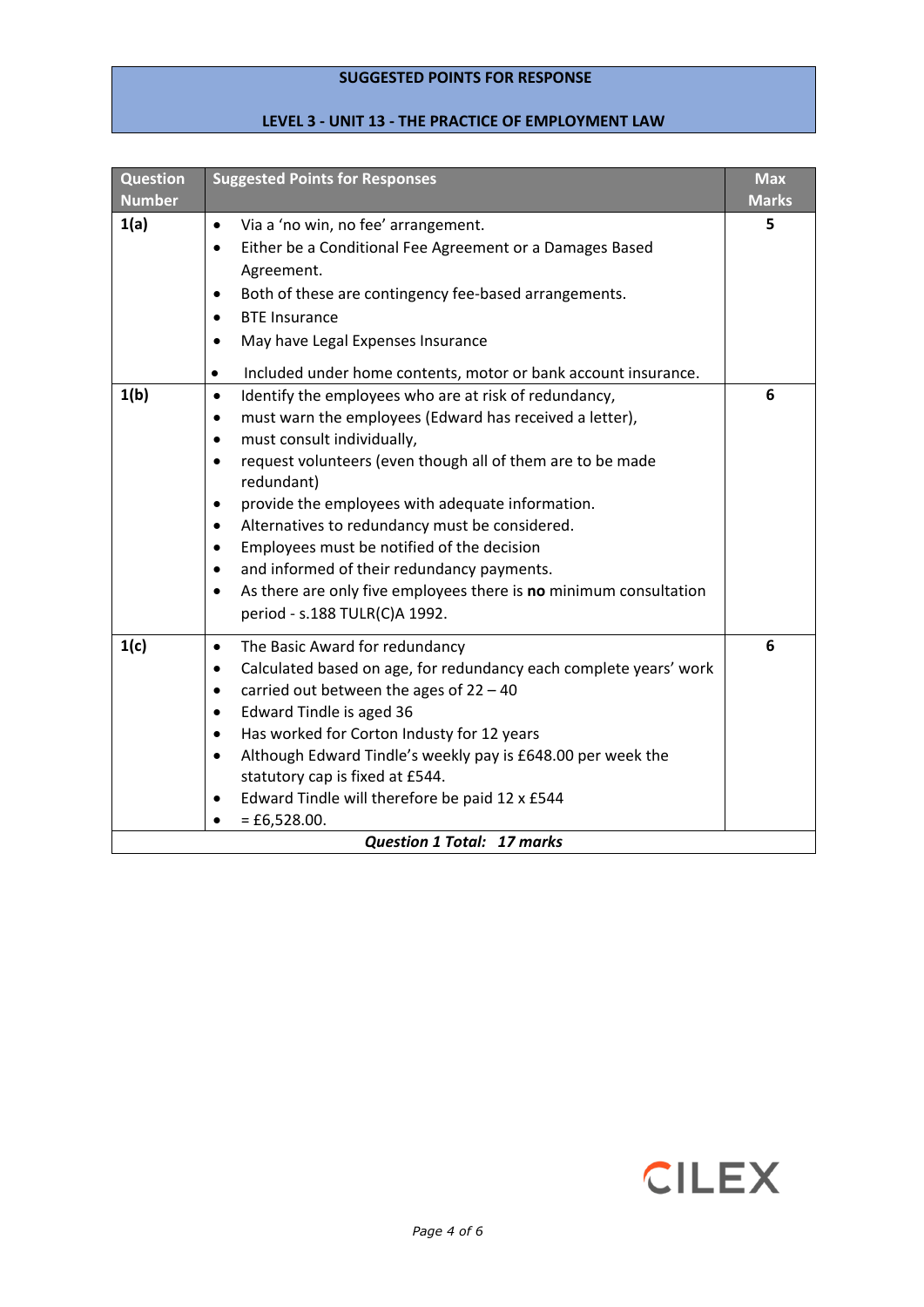**SUGGESTED POINTS FOR RESPONSE**

**LEVEL 3 - UNIT 13 - THE PRACTICE OF EMPLOYMENT LAW**

| Question Number | Suggested Points for Responses | Max Marks |
|---|---|---|
| **1(a)** | • Via a 'no win, no fee' arrangement.<br>• Either be a Conditional Fee Agreement or a Damages Based Agreement.<br>• Both of these are contingency fee-based arrangements.<br>• BTE Insurance<br>• May have Legal Expenses Insurance<br>• Included under home contents, motor or bank account insurance. | **5** |
| **1(b)** | • Identify the employees who are at risk of redundancy,<br>• must warn the employees (Edward has received a letter),<br>• must consult individually,<br>• request volunteers (even though all of them are to be made redundant)<br>• provide the employees with adequate information.<br>• Alternatives to redundancy must be considered.<br>• Employees must be notified of the decision<br>• and informed of their redundancy payments.<br>• As there are only five employees there is **no** minimum consultation period - s.188 TULR(C)A 1992. | **6** |
| **1(c)** | • The Basic Award for redundancy<br>• Calculated based on age, for redundancy each complete years' work<br>• carried out between the ages of 22 – 40<br>• Edward Tindle is aged 36<br>• Has worked for Corton Industy for 12 years<br>• Although Edward Tindle's weekly pay is £648.00 per week the statutory cap is fixed at £544.<br>• Edward Tindle will therefore be paid 12 x £544<br>• = £6,528.00. | **6** |
| | ***Question 1 Total: 17 marks*** | |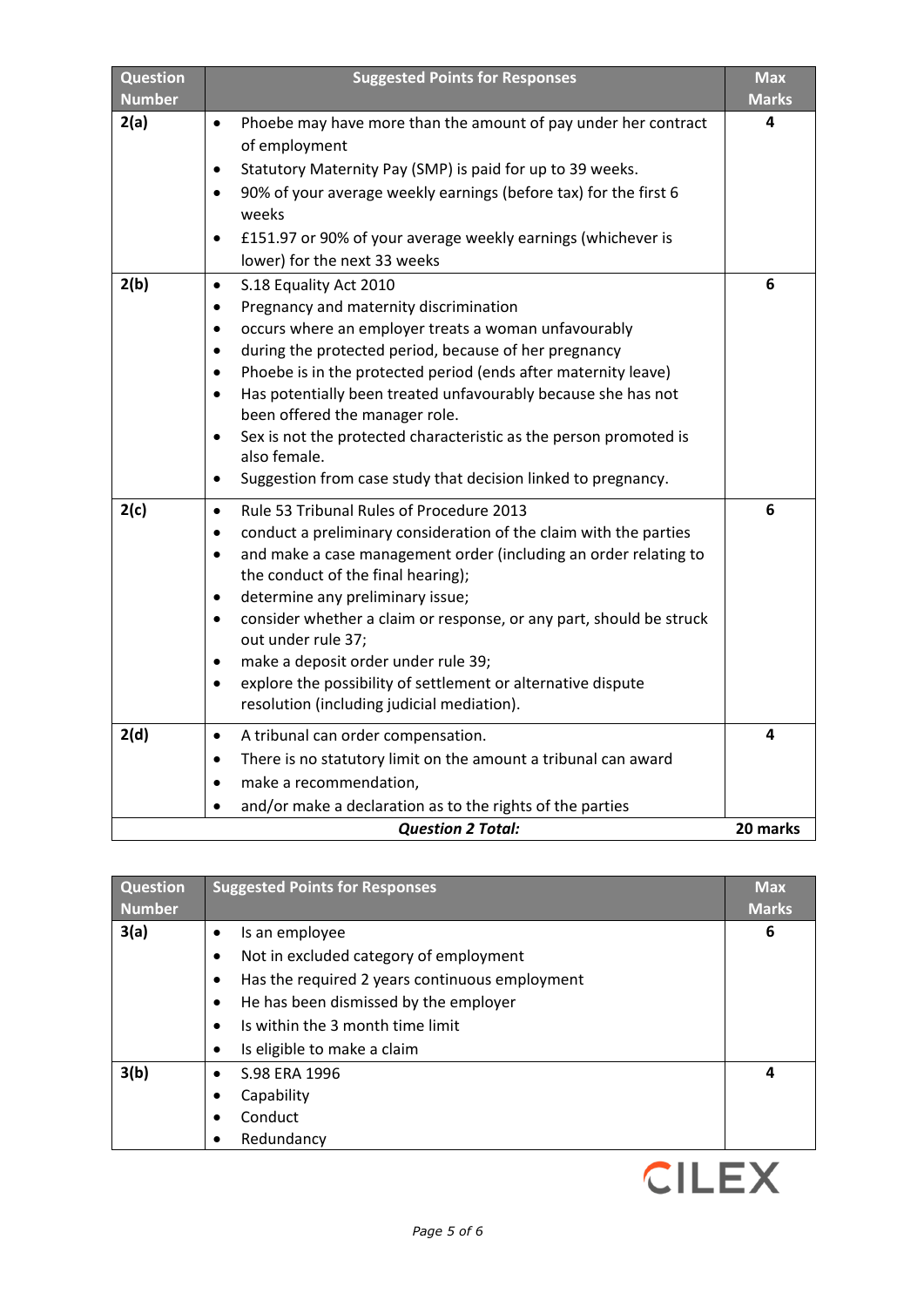| Question Number | Suggested Points for Responses | Max Marks |
|---|---|---|
| 2(a) | • Phoebe may have more than the amount of pay under her contract of employment<br>• Statutory Maternity Pay (SMP) is paid for up to 39 weeks.<br>• 90% of your average weekly earnings (before tax) for the first 6 weeks<br>• £151.97 or 90% of your average weekly earnings (whichever is lower) for the next 33 weeks | 4 |
| 2(b) | • S.18 Equality Act 2010<br>• Pregnancy and maternity discrimination<br>• occurs where an employer treats a woman unfavourably<br>• during the protected period, because of her pregnancy<br>• Phoebe is in the protected period (ends after maternity leave)<br>• Has potentially been treated unfavourably because she has not been offered the manager role.<br>• Sex is not the protected characteristic as the person promoted is also female.<br>• Suggestion from case study that decision linked to pregnancy. | 6 |
| 2(c) | • Rule 53 Tribunal Rules of Procedure 2013<br>• conduct a preliminary consideration of the claim with the parties<br>• and make a case management order (including an order relating to the conduct of the final hearing);<br>• determine any preliminary issue;<br>• consider whether a claim or response, or any part, should be struck out under rule 37;<br>• make a deposit order under rule 39;<br>• explore the possibility of settlement or alternative dispute resolution (including judicial mediation). | 6 |
| 2(d) | • A tribunal can order compensation.<br>• There is no statutory limit on the amount a tribunal can award<br>• make a recommendation,<br>• and/or make a declaration as to the rights of the parties | 4 |
| | ***Question 2 Total:*** | **20 marks** |

| Question Number | Suggested Points for Responses | Max Marks |
|---|---|---|
| 3(a) | • Is an employee<br>• Not in excluded category of employment<br>• Has the required 2 years continuous employment<br>• He has been dismissed by the employer<br>• Is within the 3 month time limit<br>• Is eligible to make a claim | 6 |
| 3(b) | • S.98 ERA 1996<br>• Capability<br>• Conduct<br>• Redundancy | 4 |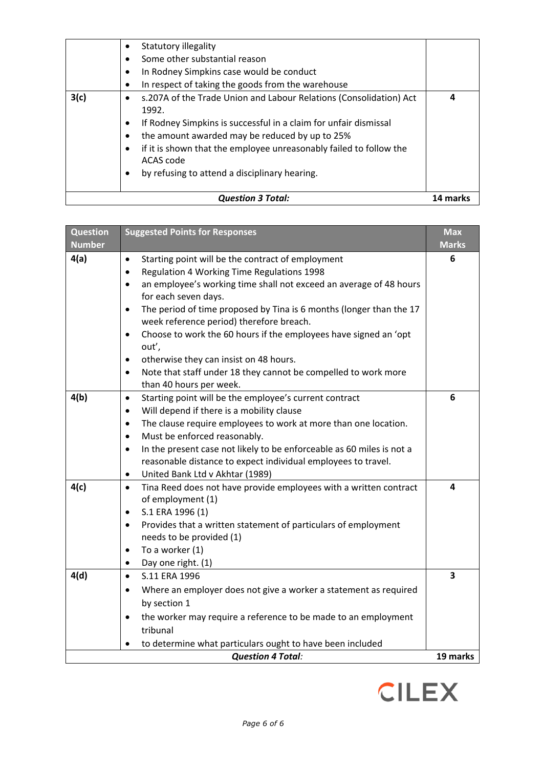| | | |
|---|---|---|
| | • Statistical illegality<br>• Some other substantial reason<br>• In Rodney Simpkins case would be conduct<br>• In respect of taking the goods from the warehouse | |
| 3(c) | • s.207A of the Trade Union and Labour Relations (Consolidation) Act 1992.<br>• If Rodney Simpkins is successful in a claim for unfair dismissal<br>• the amount awarded may be reduced by up to 25%<br>• if it is shown that the employee unreasonably failed to follow the ACAS code<br>• by refusing to attend a disciplinary hearing. | 4 |
| | ***Question 3 Total:*** | **14 marks** |

| Question Number | Suggested Points for Responses | Max Marks |
|---|---|---|
| 4(a) | • Starting point will be the contract of employment<br>• Regulation 4 Working Time Regulations 1998<br>• an employee's working time shall not exceed an average of 48 hours for each seven days.<br>• The period of time proposed by Tina is 6 months (longer than the 17 week reference period) therefore breach.<br>• Choose to work the 60 hours if the employees have signed an 'opt out',<br>• otherwise they can insist on 48 hours.<br>• Note that staff under 18 they cannot be compelled to work more than 40 hours per week. | 6 |
| 4(b) | • Starting point will be the employee's current contract<br>• Will depend if there is a mobility clause<br>• The clause require employees to work at more than one location.<br>• Must be enforced reasonably.<br>• In the present case not likely to be enforceable as 60 miles is not a reasonable distance to expect individual employees to travel.<br>• United Bank Ltd v Akhtar (1989) | 6 |
| 4(c) | • Tina Reed does not have provide employees with a written contract of employment (1)<br>• S.1 ERA 1996 (1)<br>• Provides that a written statement of particulars of employment needs to be provided (1)<br>• To a worker (1)<br>• Day one right. (1) | 4 |
| 4(d) | • S.11 ERA 1996<br>• Where an employer does not give a worker a statement as required by section 1<br>• the worker may require a reference to be made to an employment tribunal<br>• to determine what particulars ought to have been included | 3 |
| | ***Question 4 Total:*** | **19 marks** |

CILEX